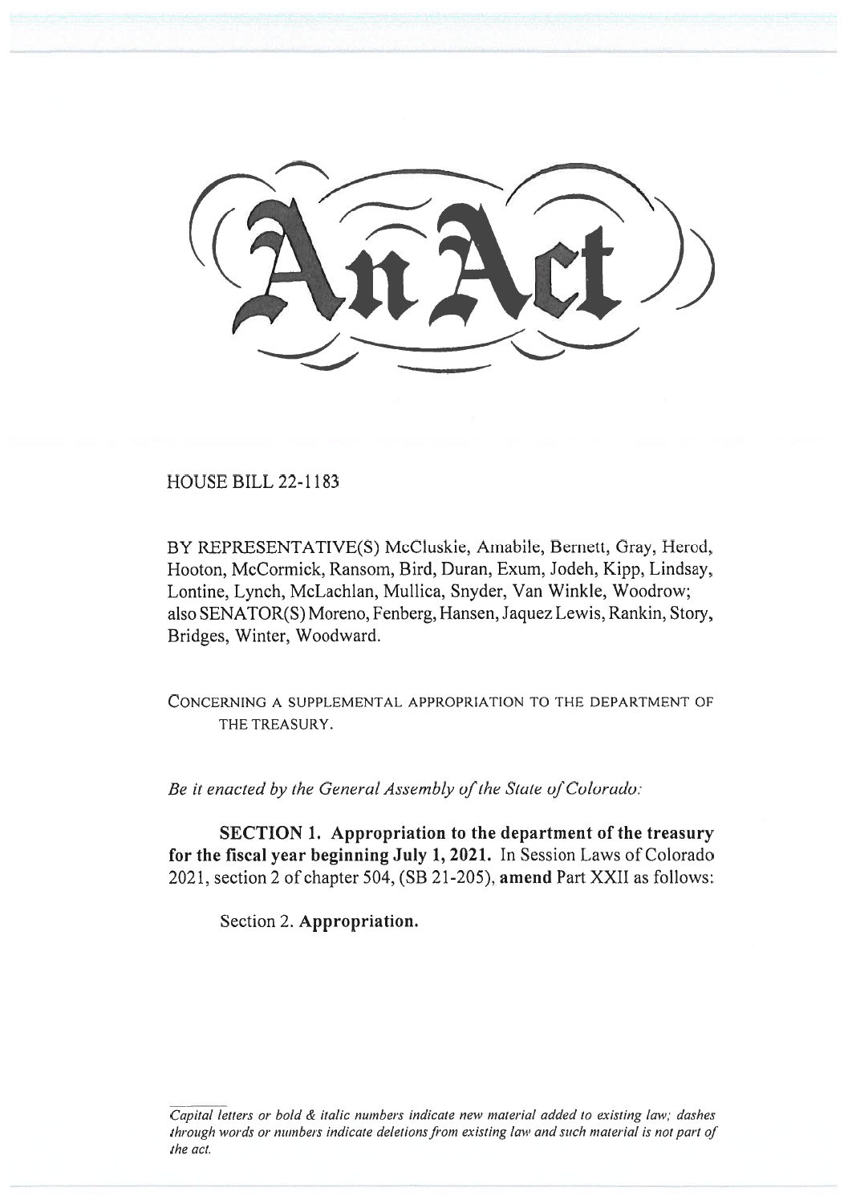# An Act

HOUSE BILL 22-1183

BY REPRESENTATIVE(S) McCluskie, Amabile, Bernett, Gray, Herod, Hooton, McCormick, Ransom, Bird, Duran, Exum, Jodeh, Kipp, Lindsay, Lontine, Lynch, McLachlan, Mullica, Snyder, Van Winkle, Woodrow; also SENATOR(S) Moreno, Fenberg, Hansen, Jaquez Lewis, Rankin, Story, Bridges, Winter, Woodward.

CONCERNING A SUPPLEMENTAL APPROPRIATION TO THE DEPARTMENT OF THE TREASURY.

*Be it enacted by the General Assembly of the State of Colorado:*

**SECTION 1. Appropriation to the department of the treasury for the fiscal year beginning July 1, 2021.** In Session Laws of Colorado 2021, section 2 of chapter 504, (SB 21-205), **amend** Part XXII as follows:

Section 2. **Appropriation.**

*Capital letters or bold & italic numbers indicate new material added to existing law; dashes through words or numbers indicate deletions from existing law and such material is not part of the act.*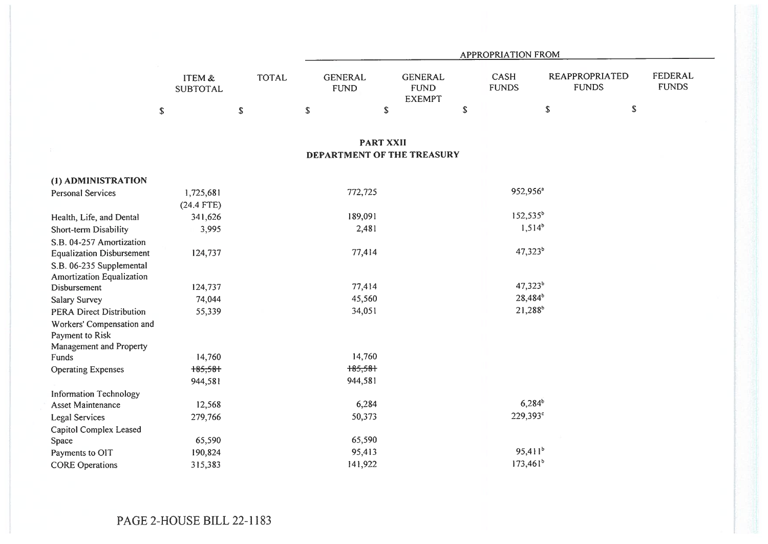| | ITEM & SUBTOTAL | TOTAL | APPROPRIATION FROM | | | | |
|---|---|---|---|---|---|---|---|
| | | | GENERAL FUND | GENERAL FUND EXEMPT | CASH FUNDS | REAPPROPRIATED FUNDS | FEDERAL FUNDS |
| | $ | $ | $ | $ | $ | $ | $ |

## PART XXII
## DEPARTMENT OF THE TREASURY

| | ITEM & SUBTOTAL | TOTAL | GENERAL FUND | GENERAL FUND EXEMPT | CASH FUNDS | REAPPROPRIATED FUNDS | FEDERAL FUNDS |
|---|---|---|---|---|---|---|---|
| **(1) ADMINISTRATION** | | | | | | | |
| Personal Services | 1,725,681 (24.4 FTE) | | 772,725 | | 952,956[a] | | |
| Health, Life, and Dental | 341,626 | | 189,091 | | 152,535[b] | | |
| Short-term Disability | 3,995 | | 2,481 | | 1,514[b] | | |
| S.B. 04-257 Amortization Equalization Disbursement | 124,737 | | 77,414 | | 47,323[b] | | |
| S.B. 06-235 Supplemental Amortization Equalization Disbursement | 124,737 | | 77,414 | | 47,323[b] | | |
| Salary Survey | 74,044 | | 45,560 | | 28,484[b] | | |
| PERA Direct Distribution | 55,339 | | 34,051 | | 21,288[b] | | |
| Workers' Compensation and Payment to Risk Management and Property Funds | 14,760 | | 14,760 | | | | |
| Operating Expenses | ~~185,581~~ 944,581 | | ~~185,581~~ 944,581 | | | | |
| Information Technology Asset Maintenance | 12,568 | | 6,284 | | 6,284[b] | | |
| Legal Services | 279,766 | | 50,373 | | 229,393[c] | | |
| Capitol Complex Leased Space | 65,590 | | 65,590 | | | | |
| Payments to OIT | 190,824 | | 95,413 | | 95,411[b] | | |
| CORE Operations | 315,383 | | 141,922 | | 173,461[b] | | |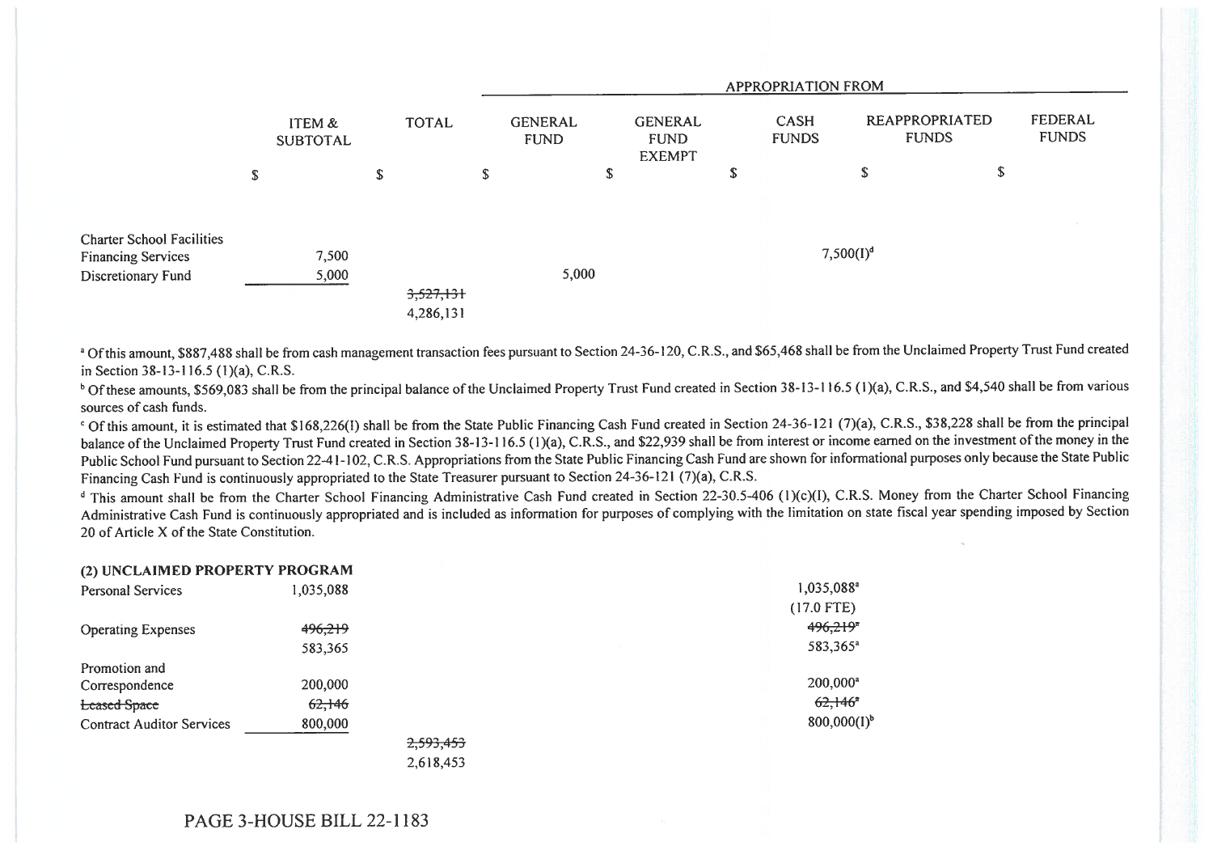| | ITEM & SUBTOTAL | TOTAL | APPROPRIATION FROM | | | | |
|---|---|---|---|---|---|---|---|
| | | | GENERAL FUND | GENERAL FUND EXEMPT | CASH FUNDS | REAPPROPRIATED FUNDS | FEDERAL FUNDS |
| | $ | $ | $ | $ | $ | $ | $ |
| Charter School Facilities Financing Services | 7,500 | | | | 7,500(I)[d] | | |
| Discretionary Fund | 5,000 | | 5,000 | | | | |
| | | ~~3,527,131~~ 4,286,131 | | | | | |

[a] Of this amount, $887,488 shall be from cash management transaction fees pursuant to Section 24-36-120, C.R.S., and $65,468 shall be from the Unclaimed Property Trust Fund created in Section 38-13-116.5 (1)(a), C.R.S.

[b] Of these amounts, $569,083 shall be from the principal balance of the Unclaimed Property Trust Fund created in Section 38-13-116.5 (1)(a), C.R.S., and $4,540 shall be from various sources of cash funds.

[c] Of this amount, it is estimated that $168,226(I) shall be from the State Public Financing Cash Fund created in Section 24-36-121 (7)(a), C.R.S., $38,228 shall be from the principal balance of the Unclaimed Property Trust Fund created in Section 38-13-116.5 (1)(a), C.R.S., and $22,939 shall be from interest or income earned on the investment of the money in the Public School Fund pursuant to Section 22-41-102, C.R.S. Appropriations from the State Public Financing Cash Fund are shown for informational purposes only because the State Public Financing Cash Fund is continuously appropriated to the State Treasurer pursuant to Section 24-36-121 (7)(a), C.R.S.

[d] This amount shall be from the Charter School Financing Administrative Cash Fund created in Section 22-30.5-406 (1)(c)(I), C.R.S. Money from the Charter School Financing Administrative Cash Fund is continuously appropriated and is included as information for purposes of complying with the limitation on state fiscal year spending imposed by Section 20 of Article X of the State Constitution.

| | ITEM & SUBTOTAL | TOTAL | GENERAL FUND | GENERAL FUND EXEMPT | CASH FUNDS | REAPPROPRIATED FUNDS | FEDERAL FUNDS |
|---|---|---|---|---|---|---|---|
| **(2) UNCLAIMED PROPERTY PROGRAM** | | | | | | | |
| Personal Services | 1,035,088 | | | | 1,035,088[a] (17.0 FTE) | | |
| Operating Expenses | ~~496,219~~ 583,365 | | | | ~~496,219[a]~~ 583,365[a] | | |
| Promotion and Correspondence | 200,000 | | | | 200,000[a] | | |
| ~~Leased Space~~ | ~~62,146~~ | | | | ~~62,146[a]~~ | | |
| Contract Auditor Services | 800,000 | | | | 800,000(I)[b] | | |
| | | ~~2,593,453~~ 2,618,453 | | | | | |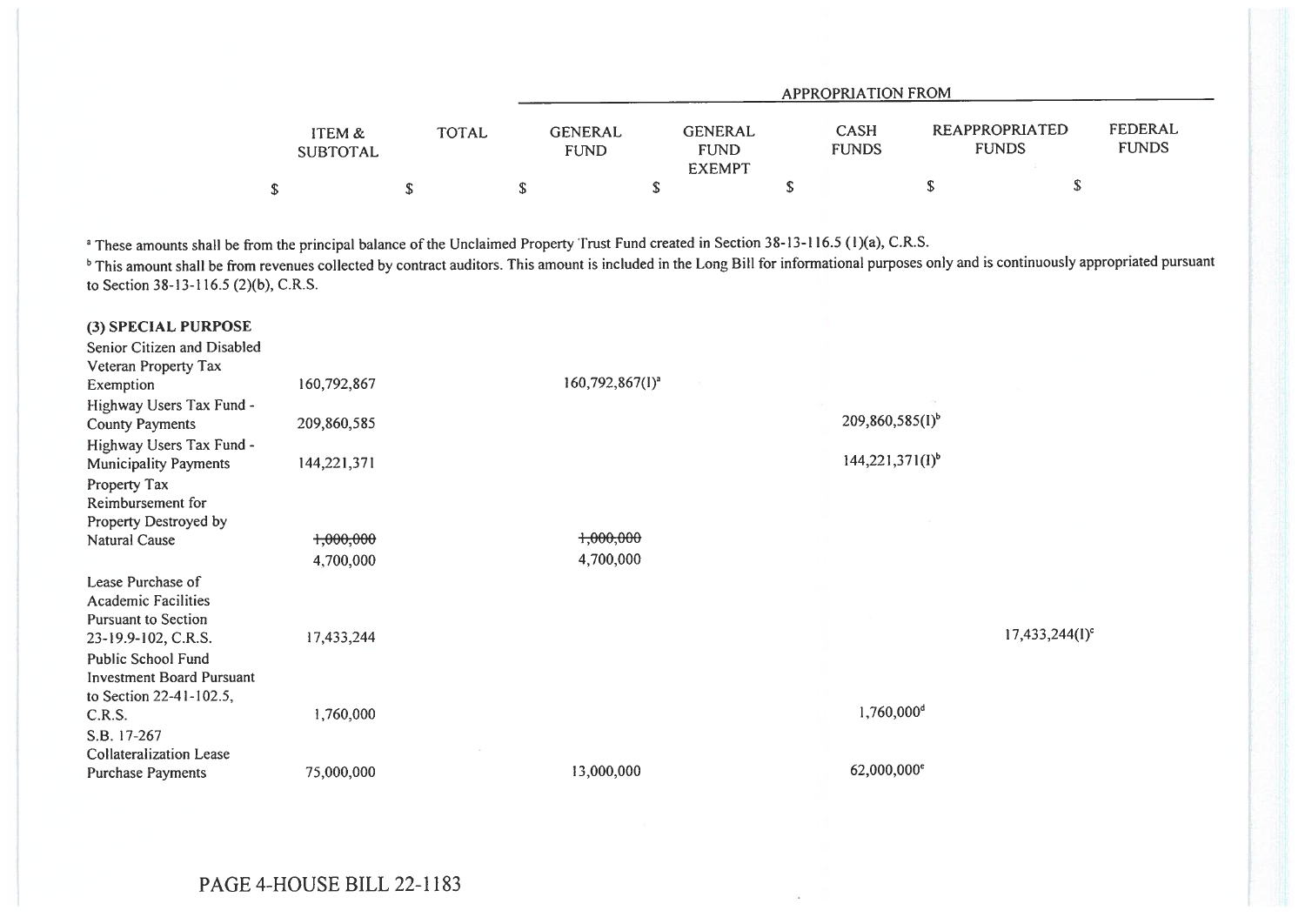| | ITEM & SUBTOTAL | TOTAL | APPROPRIATION FROM | | | | |
|---|---|---|---|---|---|---|---|
| | | | GENERAL FUND | GENERAL FUND EXEMPT | CASH FUNDS | REAPPROPRIATED FUNDS | FEDERAL FUNDS |
| | $ | $ | $ | $ | $ | $ | $ |

[a] These amounts shall be from the principal balance of the Unclaimed Property Trust Fund created in Section 38-13-116.5 (1)(a), C.R.S.

[b] This amount shall be from revenues collected by contract auditors. This amount is included in the Long Bill for informational purposes only and is continuously appropriated pursuant to Section 38-13-116.5 (2)(b), C.R.S.

**(3) SPECIAL PURPOSE**

| | ITEM & SUBTOTAL | TOTAL | GENERAL FUND | GENERAL FUND EXEMPT | CASH FUNDS | REAPPROPRIATED FUNDS | FEDERAL FUNDS |
|---|---|---|---|---|---|---|---|
| Senior Citizen and Disabled Veteran Property Tax Exemption | 160,792,867 | | | 160,792,867(I)[a] | | | |
| Highway Users Tax Fund - County Payments | 209,860,585 | | | | 209,860,585(I)[b] | | |
| Highway Users Tax Fund - Municipality Payments | 144,221,371 | | | | 144,221,371(I)[b] | | |
| Property Tax Reimbursement for Property Destroyed by Natural Cause | ~~1,000,000~~ 4,700,000 | | ~~1,000,000~~ 4,700,000 | | | | |
| Lease Purchase of Academic Facilities Pursuant to Section 23-19.9-102, C.R.S. | 17,433,244 | | | | | 17,433,244(I)[c] | |
| Public School Fund Investment Board Pursuant to Section 22-41-102.5, C.R.S. | 1,760,000 | | | | 1,760,000[d] | | |
| S.B. 17-267 Collateralization Lease Purchase Payments | 75,000,000 | | 13,000,000 | | 62,000,000[e] | | |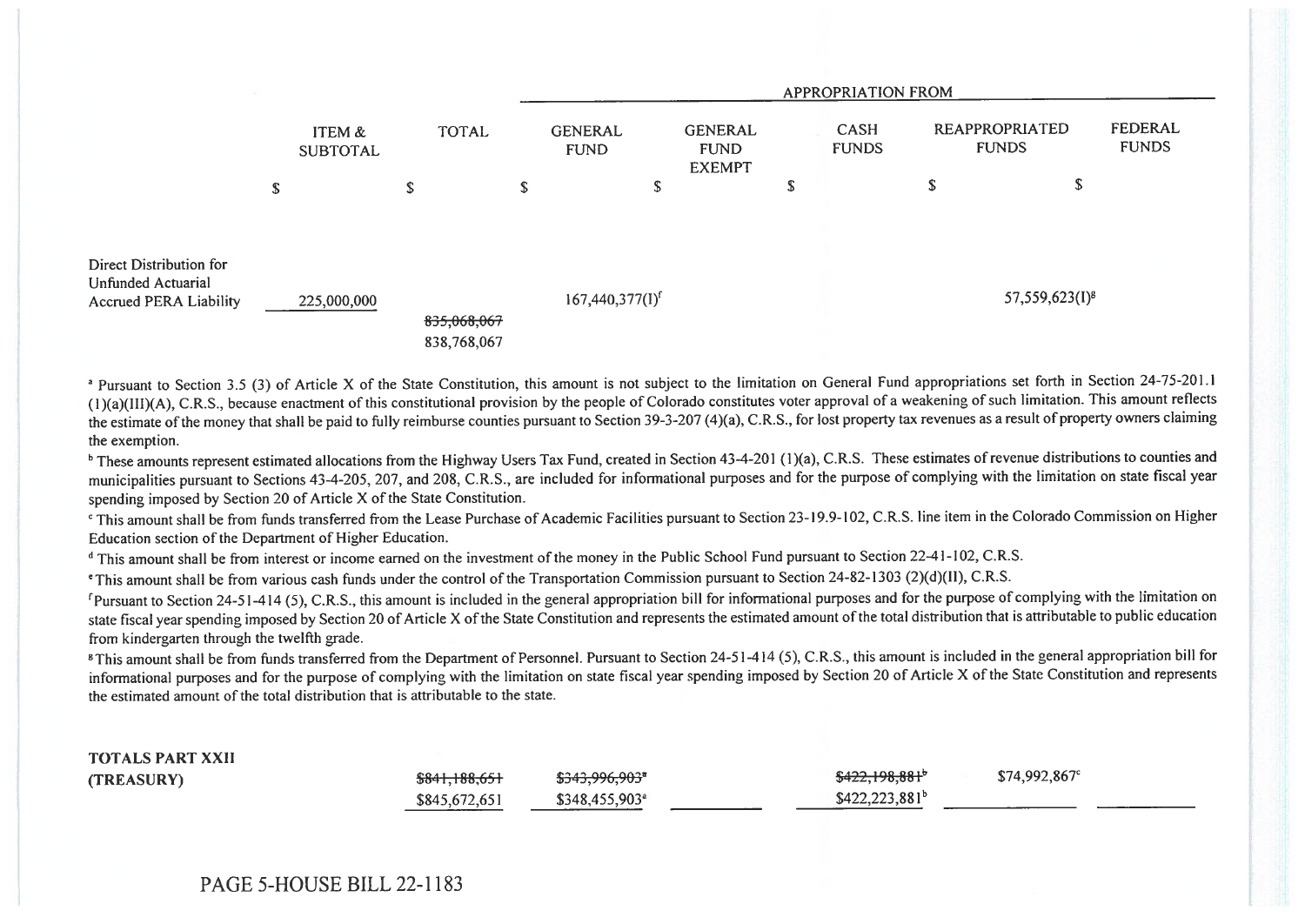| | ITEM & SUBTOTAL | TOTAL | APPROPRIATION FROM | | | | |
|---|---|---|---|---|---|---|---|
| | | | GENERAL FUND | GENERAL FUND EXEMPT | CASH FUNDS | REAPPROPRIATED FUNDS | FEDERAL FUNDS |
| | $ | $ | $ | $ | $ | $ | $ |
| Direct Distribution for Unfunded Actuarial Accrued PERA Liability | 225,000,000 | | 167,440,377(I)[f] | | | 57,559,623(I)[g] | |
| | | ~~835,068,067~~ 838,768,067 | | | | | |

[a] Pursuant to Section 3.5 (3) of Article X of the State Constitution, this amount is not subject to the limitation on General Fund appropriations set forth in Section 24-75-201.1 (1)(a)(III)(A), C.R.S., because enactment of this constitutional provision by the people of Colorado constitutes voter approval of a weakening of such limitation. This amount reflects the estimate of the money that shall be paid to fully reimburse counties pursuant to Section 39-3-207 (4)(a), C.R.S., for lost property tax revenues as a result of property owners claiming the exemption.

[b] These amounts represent estimated allocations from the Highway Users Tax Fund, created in Section 43-4-201 (1)(a), C.R.S. These estimates of revenue distributions to counties and municipalities pursuant to Sections 43-4-205, 207, and 208, C.R.S., are included for informational purposes and for the purpose of complying with the limitation on state fiscal year spending imposed by Section 20 of Article X of the State Constitution.

[c] This amount shall be from funds transferred from the Lease Purchase of Academic Facilities pursuant to Section 23-19.9-102, C.R.S. line item in the Colorado Commission on Higher Education section of the Department of Higher Education.

[d] This amount shall be from interest or income earned on the investment of the money in the Public School Fund pursuant to Section 22-41-102, C.R.S.

[e] This amount shall be from various cash funds under the control of the Transportation Commission pursuant to Section 24-82-1303 (2)(d)(II), C.R.S.

[f] Pursuant to Section 24-51-414 (5), C.R.S., this amount is included in the general appropriation bill for informational purposes and for the purpose of complying with the limitation on state fiscal year spending imposed by Section 20 of Article X of the State Constitution and represents the estimated amount of the total distribution that is attributable to public education from kindergarten through the twelfth grade.

[g] This amount shall be from funds transferred from the Department of Personnel. Pursuant to Section 24-51-414 (5), C.R.S., this amount is included in the general appropriation bill for informational purposes and for the purpose of complying with the limitation on state fiscal year spending imposed by Section 20 of Article X of the State Constitution and represents the estimated amount of the total distribution that is attributable to the state.

| | ITEM & SUBTOTAL | TOTAL | GENERAL FUND | GENERAL FUND EXEMPT | CASH FUNDS | REAPPROPRIATED FUNDS | FEDERAL FUNDS |
|---|---|---|---|---|---|---|---|
| **TOTALS PART XXII (TREASURY)** | | ~~$841,188,651~~ $845,672,651 | ~~$343,996,903[a]~~ $348,455,903[a] | | ~~$422,198,881[b]~~ $422,223,881[b] | $74,992,867[c] | |

PAGE 5-HOUSE BILL 22-1183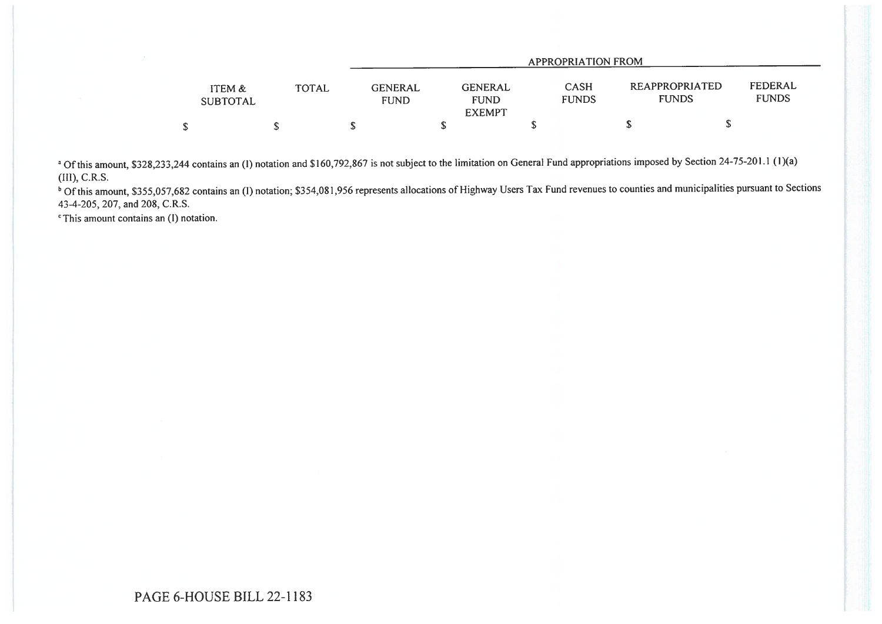| | | APPROPRIATION FROM | | | | |
|---|---|---|---|---|---|---|
| ITEM & SUBTOTAL | TOTAL | GENERAL FUND | GENERAL FUND EXEMPT | CASH FUNDS | REAPPROPRIATED FUNDS | FEDERAL FUNDS |
| $ | $ | $ | $ | $ | $ | $ |

[a] Of this amount, $328,233,244 contains an (I) notation and $160,792,867 is not subject to the limitation on General Fund appropriations imposed by Section 24-75-201.1 (1)(a) (III), C.R.S.

[b] Of this amount, $355,057,682 contains an (I) notation; $354,081,956 represents allocations of Highway Users Tax Fund revenues to counties and municipalities pursuant to Sections 43-4-205, 207, and 208, C.R.S.

[c] This amount contains an (I) notation.

PAGE 6-HOUSE BILL 22-1183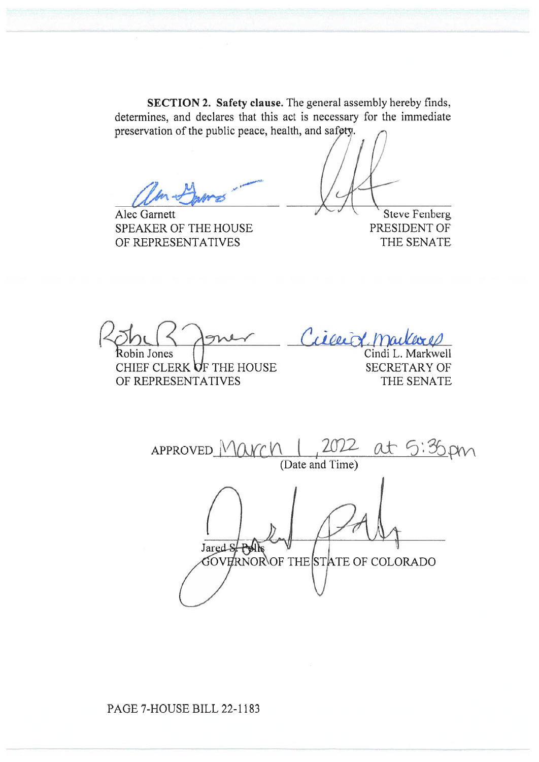**SECTION 2. Safety clause.** The general assembly hereby finds, determines, and declares that this act is necessary for the immediate preservation of the public peace, health, and safety.

Alec Garnett
SPEAKER OF THE HOUSE
OF REPRESENTATIVES

Steve Fenberg
PRESIDENT OF
THE SENATE

Robin Jones
CHIEF CLERK OF THE HOUSE
OF REPRESENTATIVES

Cindi L. Markwell
SECRETARY OF
THE SENATE

APPROVED March 1, 2022 at 5:35 pm
(Date and Time)

Jared S. Polis
GOVERNOR OF THE STATE OF COLORADO

PAGE 7-HOUSE BILL 22-1183